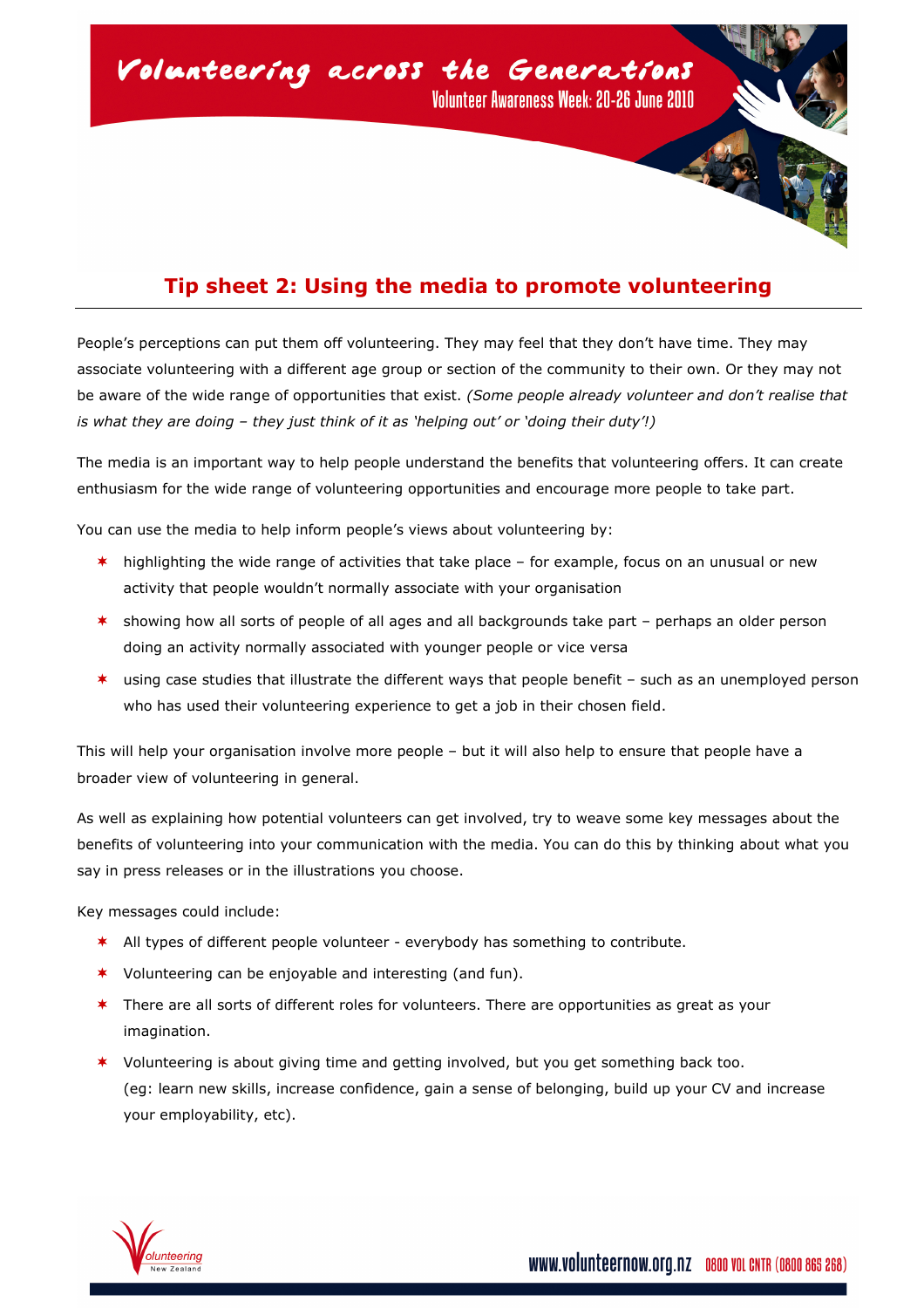# Volunteering across the Generations

Volunteer Awareness Week: 20-26 June 2010

## Tip sheet 2: Using the media to promote volunteering

People's perceptions can put them off volunteering. They may feel that they don't have time. They may associate volunteering with a different age group or section of the community to their own. Or they may not be aware of the wide range of opportunities that exist. *(Some people already volunteer and don't realise that is what they are doing – they just think of it as 'helping out' or 'doing their duty'!)*

The media is an important way to help people understand the benefits that volunteering offers. It can create enthusiasm for the wide range of volunteering opportunities and encourage more people to take part.

You can use the media to help inform people's views about volunteering by:

- highlighting the wide range of activities that take place – for example, focus on an unusual or new activity that people wouldn't normally associate with your organisation
- showing how all sorts of people of all ages and all backgrounds take part – perhaps an older person doing an activity normally associated with younger people or vice versa
- using case studies that illustrate the different ways that people benefit – such as an unemployed person who has used their volunteering experience to get a job in their chosen field.

This will help your organisation involve more people – but it will also help to ensure that people have a broader view of volunteering in general.

As well as explaining how potential volunteers can get involved, try to weave some key messages about the benefits of volunteering into your communication with the media. You can do this by thinking about what you say in press releases or in the illustrations you choose.

Key messages could include:

- All types of different people volunteer - everybody has something to contribute.
- Volunteering can be enjoyable and interesting (and fun).
- There are all sorts of different roles for volunteers. There are opportunities as great as your imagination.
- Volunteering is about giving time and getting involved, but you get something back too. (eg: learn new skills, increase confidence, gain a sense of belonging, build up your CV and increase your employability, etc).

Volunteering New Zealand

www.volunteernow.org.nz 0800 VOL CNTR (0800 865 268)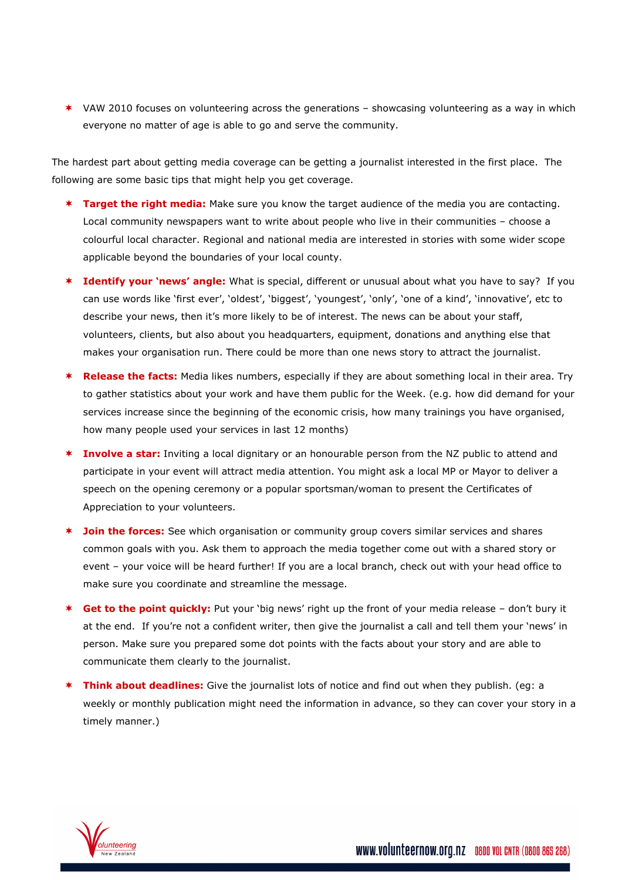- VAW 2010 focuses on volunteering across the generations – showcasing volunteering as a way in which everyone no matter of age is able to go and serve the community.

The hardest part about getting media coverage can be getting a journalist interested in the first place. The following are some basic tips that might help you get coverage.

- **Target the right media:** Make sure you know the target audience of the media you are contacting. Local community newspapers want to write about people who live in their communities – choose a colourful local character. Regional and national media are interested in stories with some wider scope applicable beyond the boundaries of your local county.

- **Identify your 'news' angle:** What is special, different or unusual about what you have to say? If you can use words like 'first ever', 'oldest', 'biggest', 'youngest', 'only', 'one of a kind', 'innovative', etc to describe your news, then it's more likely to be of interest. The news can be about your staff, volunteers, clients, but also about you headquarters, equipment, donations and anything else that makes your organisation run. There could be more than one news story to attract the journalist.

- **Release the facts:** Media likes numbers, especially if they are about something local in their area. Try to gather statistics about your work and have them public for the Week. (e.g. how did demand for your services increase since the beginning of the economic crisis, how many trainings you have organised, how many people used your services in last 12 months)

- **Involve a star:** Inviting a local dignitary or an honourable person from the NZ public to attend and participate in your event will attract media attention. You might ask a local MP or Mayor to deliver a speech on the opening ceremony or a popular sportsman/woman to present the Certificates of Appreciation to your volunteers.

- **Join the forces:** See which organisation or community group covers similar services and shares common goals with you. Ask them to approach the media together come out with a shared story or event – your voice will be heard further! If you are a local branch, check out with your head office to make sure you coordinate and streamline the message.

- **Get to the point quickly:** Put your 'big news' right up the front of your media release – don't bury it at the end. If you're not a confident writer, then give the journalist a call and tell them your 'news' in person. Make sure you prepared some dot points with the facts about your story and are able to communicate them clearly to the journalist.

- **Think about deadlines:** Give the journalist lots of notice and find out when they publish. (eg: a weekly or monthly publication might need the information in advance, so they can cover your story in a timely manner.)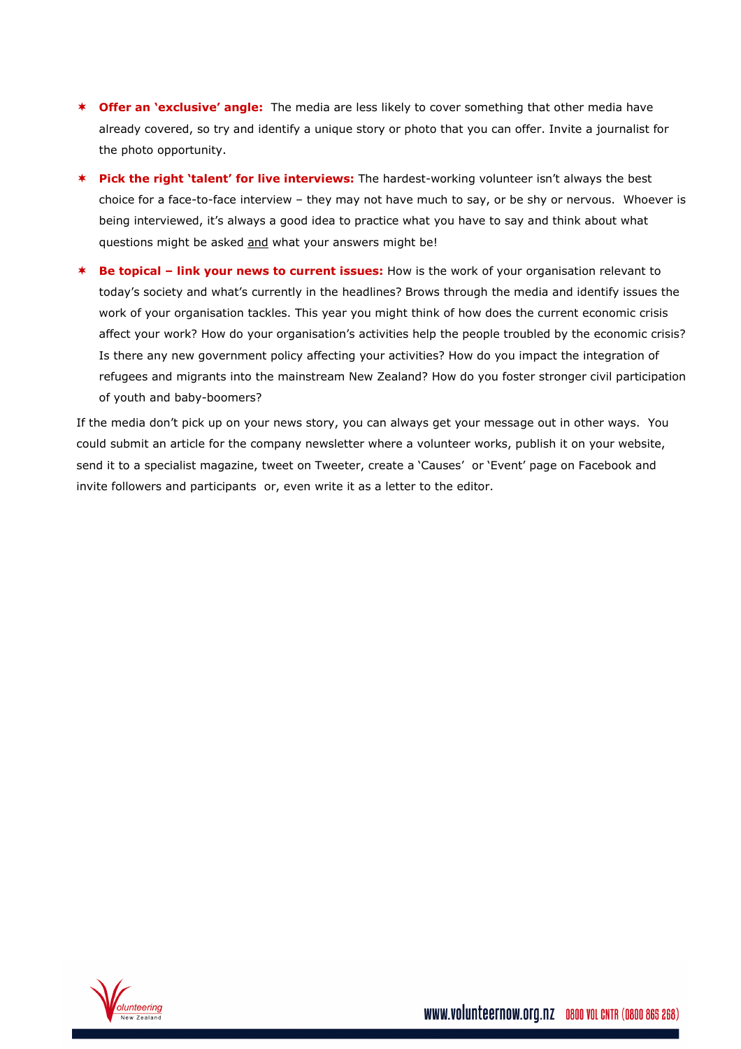- **Offer an 'exclusive' angle:** The media are less likely to cover something that other media have already covered, so try and identify a unique story or photo that you can offer. Invite a journalist for the photo opportunity.
- **Pick the right 'talent' for live interviews:** The hardest-working volunteer isn't always the best choice for a face-to-face interview – they may not have much to say, or be shy or nervous. Whoever is being interviewed, it's always a good idea to practice what you have to say and think about what questions might be asked and what your answers might be!
- **Be topical – link your news to current issues:** How is the work of your organisation relevant to today's society and what's currently in the headlines? Brows through the media and identify issues the work of your organisation tackles. This year you might think of how does the current economic crisis affect your work? How do your organisation's activities help the people troubled by the economic crisis? Is there any new government policy affecting your activities? How do you impact the integration of refugees and migrants into the mainstream New Zealand? How do you foster stronger civil participation of youth and baby-boomers?

If the media don't pick up on your news story, you can always get your message out in other ways. You could submit an article for the company newsletter where a volunteer works, publish it on your website, send it to a specialist magazine, tweet on Tweeter, create a 'Causes' or 'Event' page on Facebook and invite followers and participants or, even write it as a letter to the editor.